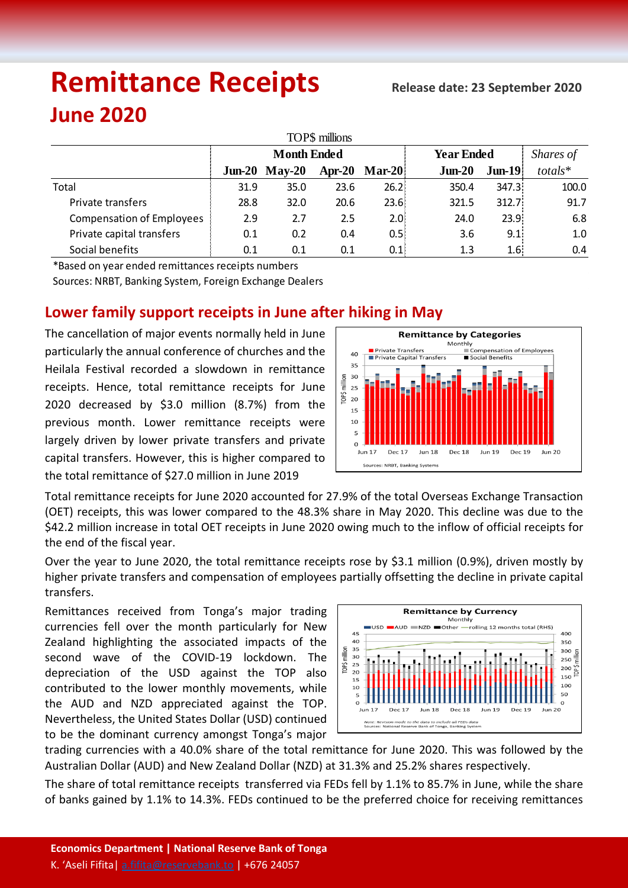# Remittance Receipts

**Release date: 23 September 2020**

## June 2020

| | Month Ended | | | | Year Ended | | *Shares of* |
|---|---|---|---|---|---|---|---|
| TOP$ millions | Jun-20 | May-20 | Apr-20 | Mar-20 | Jun-20 | Jun-19 | *totals\** |
| Total | 31.9 | 35.0 | 23.6 | 26.2 | 350.4 | 347.3 | 100.0 |
| Private transfers | 28.8 | 32.0 | 20.6 | 23.6 | 321.5 | 312.7 | 91.7 |
| Compensation of Employees | 2.9 | 2.7 | 2.5 | 2.0 | 24.0 | 23.9 | 6.8 |
| Private capital transfers | 0.1 | 0.2 | 0.4 | 0.5 | 3.6 | 9.1 | 1.0 |
| Social benefits | 0.1 | 0.1 | 0.1 | 0.1 | 1.3 | 1.6 | 0.4 |

*Based on year ended remittances receipts numbers

Sources: NRBT, Banking System, Foreign Exchange Dealers

## Lower family support receipts in June after hiking in May

The cancellation of major events normally held in June particularly the annual conference of churches and the Heilala Festival recorded a slowdown in remittance receipts. Hence, total remittance receipts for June 2020 decreased by $3.0 million (8.7%) from the previous month. Lower remittance receipts were largely driven by lower private transfers and private capital transfers. However, this is higher compared to the total remittance of $27.0 million in June 2019

Total remittance receipts for June 2020 accounted for 27.9% of the total Overseas Exchange Transaction (OET) receipts, this was lower compared to the 48.3% share in May 2020. This decline was due to the $42.2 million increase in total OET receipts in June 2020 owing much to the inflow of official receipts for the end of the fiscal year.

Over the year to June 2020, the total remittance receipts rose by $3.1 million (0.9%), driven mostly by higher private transfers and compensation of employees partially offsetting the decline in private capital transfers.

Remittances received from Tonga's major trading currencies fell over the month particularly for New Zealand highlighting the associated impacts of the second wave of the COVID-19 lockdown. The depreciation of the USD against the TOP also contributed to the lower monthly movements, while the AUD and NZD appreciated against the TOP. Nevertheless, the United States Dollar (USD) continued to be the dominant currency amongst Tonga's major trading currencies with a 40.0% share of the total remittance for June 2020. This was followed by the Australian Dollar (AUD) and New Zealand Dollar (NZD) at 31.3% and 25.2% shares respectively.

The share of total remittance receipts transferred via FEDs fell by 1.1% to 85.7% in June, while the share of banks gained by 1.1% to 14.3%. FEDs continued to be the preferred choice for receiving remittances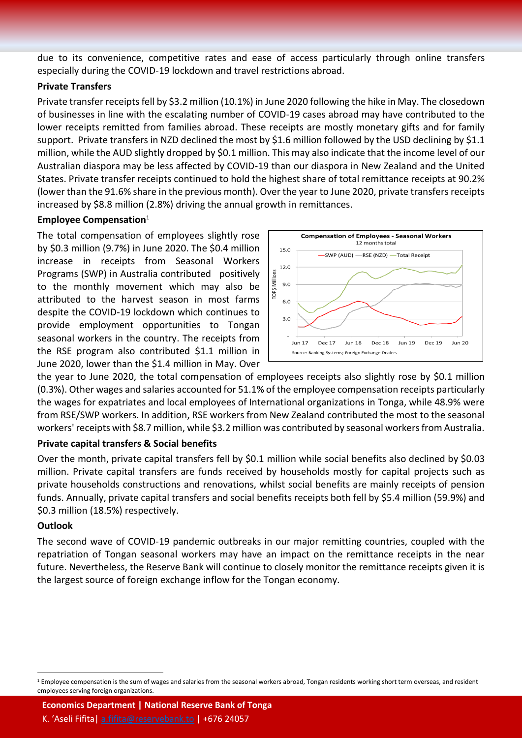due to its convenience, competitive rates and ease of access particularly through online transfers especially during the COVID-19 lockdown and travel restrictions abroad.

**Private Transfers**

Private transfer receipts fell by $3.2 million (10.1%) in June 2020 following the hike in May. The closedown of businesses in line with the escalating number of COVID-19 cases abroad may have contributed to the lower receipts remitted from families abroad. These receipts are mostly monetary gifts and for family support. Private transfers in NZD declined the most by $1.6 million followed by the USD declining by $1.1 million, while the AUD slightly dropped by $0.1 million. This may also indicate that the income level of our Australian diaspora may be less affected by COVID-19 than our diaspora in New Zealand and the United States. Private transfer receipts continued to hold the highest share of total remittance receipts at 90.2% (lower than the 91.6% share in the previous month). Over the year to June 2020, private transfers receipts increased by $8.8 million (2.8%) driving the annual growth in remittances.

**Employee Compensation**[1]

The total compensation of employees slightly rose by $0.3 million (9.7%) in June 2020. The $0.4 million increase in receipts from Seasonal Workers Programs (SWP) in Australia contributed positively to the monthly movement which may also be attributed to the harvest season in most farms despite the COVID-19 lockdown which continues to provide employment opportunities to Tongan seasonal workers in the country. The receipts from the RSE program also contributed $1.1 million in June 2020, lower than the $1.4 million in May. Over the year to June 2020, the total compensation of employees receipts also slightly rose by $0.1 million (0.3%). Other wages and salaries accounted for 51.1% of the employee compensation receipts particularly the wages for expatriates and local employees of International organizations in Tonga, while 48.9% were from RSE/SWP workers. In addition, RSE workers from New Zealand contributed the most to the seasonal workers' receipts with $8.7 million, while $3.2 million was contributed by seasonal workers from Australia.

**Compensation of Employees - Seasonal Workers**
12 months total

Legend: SWP (AUD), RSE (NZD), Total Receipt

Source: Banking Systems; Foreign Exchange Dealers

**Private capital transfers & Social benefits**

Over the month, private capital transfers fell by $0.1 million while social benefits also declined by $0.03 million. Private capital transfers are funds received by households mostly for capital projects such as private households constructions and renovations, whilst social benefits are mainly receipts of pension funds. Annually, private capital transfers and social benefits receipts both fell by $5.4 million (59.9%) and $0.3 million (18.5%) respectively.

**Outlook**

The second wave of COVID-19 pandemic outbreaks in our major remitting countries, coupled with the repatriation of Tongan seasonal workers may have an impact on the remittance receipts in the near future. Nevertheless, the Reserve Bank will continue to closely monitor the remittance receipts given it is the largest source of foreign exchange inflow for the Tongan economy.

---

[1] Employee compensation is the sum of wages and salaries from the seasonal workers abroad, Tongan residents working short term overseas, and resident employees serving foreign organizations.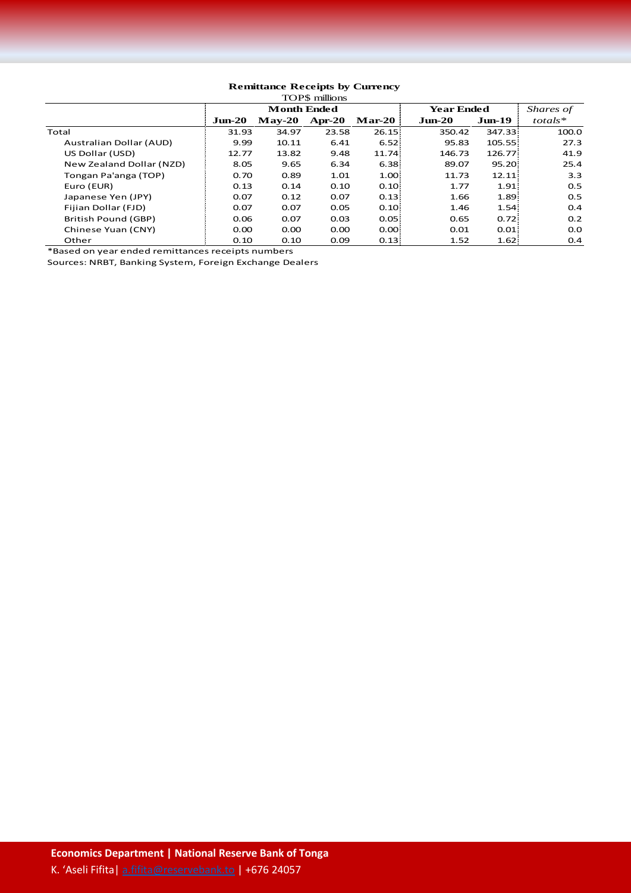**Remittance Receipts by Currency**

TOP$ millions

| | Month Ended | | | | Year Ended | | *Shares of* |
|---|---|---|---|---|---|---|---|
| | **Jun-20** | **May-20** | **Apr-20** | **Mar-20** | **Jun-20** | **Jun-19** | *totals\** |
| Total | 31.93 | 34.97 | 23.58 | 26.15 | 350.42 | 347.33 | 100.0 |
| Australian Dollar (AUD) | 9.99 | 10.11 | 6.41 | 6.52 | 95.83 | 105.55 | 27.3 |
| US Dollar (USD) | 12.77 | 13.82 | 9.48 | 11.74 | 146.73 | 126.77 | 41.9 |
| New Zealand Dollar (NZD) | 8.05 | 9.65 | 6.34 | 6.38 | 89.07 | 95.20 | 25.4 |
| Tongan Pa'anga (TOP) | 0.70 | 0.89 | 1.01 | 1.00 | 11.73 | 12.11 | 3.3 |
| Euro (EUR) | 0.13 | 0.14 | 0.10 | 0.10 | 1.77 | 1.91 | 0.5 |
| Japanese Yen (JPY) | 0.07 | 0.12 | 0.07 | 0.13 | 1.66 | 1.89 | 0.5 |
| Fijian Dollar (FJD) | 0.07 | 0.07 | 0.05 | 0.10 | 1.46 | 1.54 | 0.4 |
| British Pound (GBP) | 0.06 | 0.07 | 0.03 | 0.05 | 0.65 | 0.72 | 0.2 |
| Chinese Yuan (CNY) | 0.00 | 0.00 | 0.00 | 0.00 | 0.01 | 0.01 | 0.0 |
| Other | 0.10 | 0.10 | 0.09 | 0.13 | 1.52 | 1.62 | 0.4 |

*Based on year ended remittances receipts numbers

Sources: NRBT, Banking System, Foreign Exchange Dealers

**Economics Department | National Reserve Bank of Tonga**

K. 'Aseli Fifita| a.fifita@reservebank.to | +676 24057